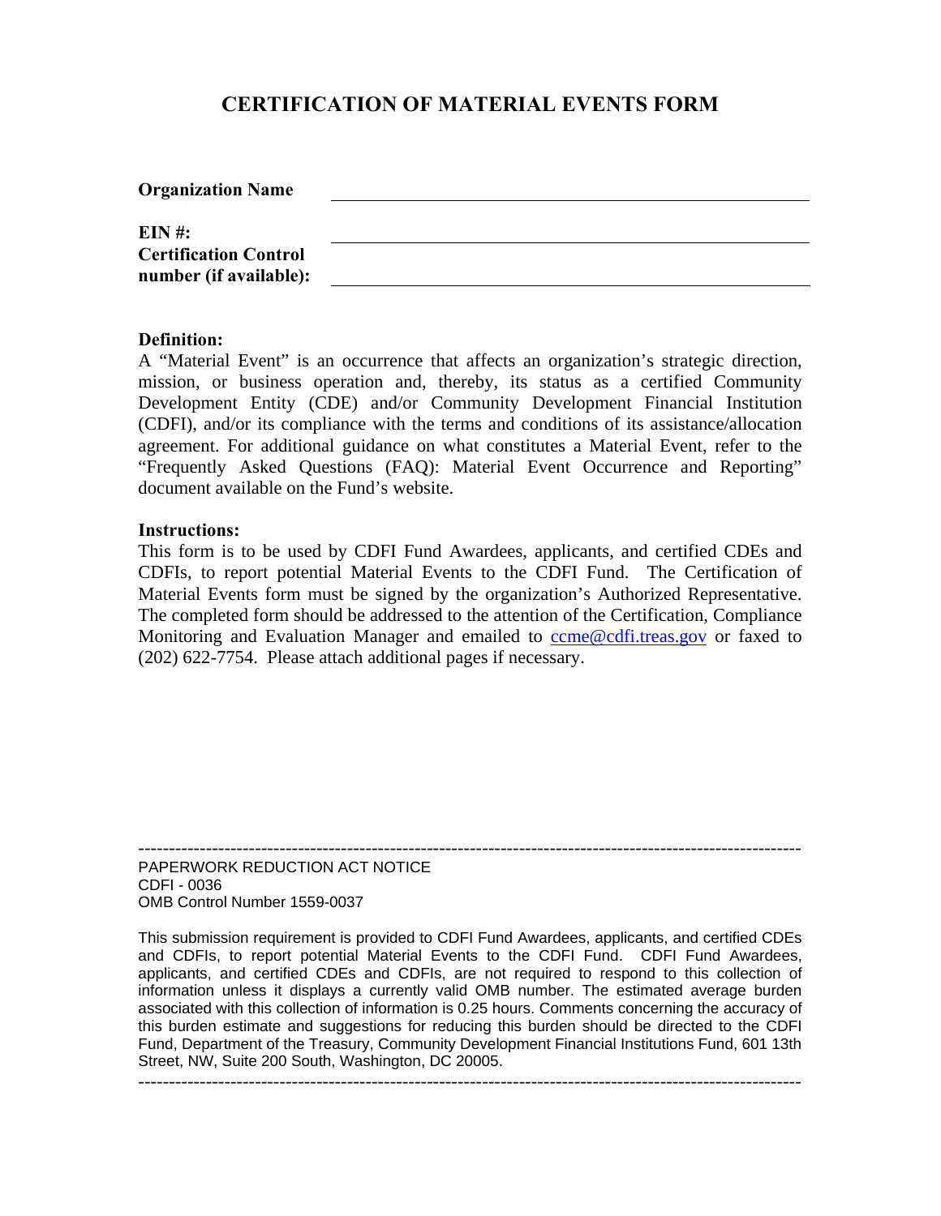# CERTIFICATION OF MATERIAL EVENTS FORM

**Organization Name** ______________________________

**EIN #:** ______________________________

**Certification Control number (if available):** ______________________________

**Definition:**

A "Material Event" is an occurrence that affects an organization's strategic direction, mission, or business operation and, thereby, its status as a certified Community Development Entity (CDE) and/or Community Development Financial Institution (CDFI), and/or its compliance with the terms and conditions of its assistance/allocation agreement. For additional guidance on what constitutes a Material Event, refer to the "Frequently Asked Questions (FAQ): Material Event Occurrence and Reporting" document available on the Fund's website.

**Instructions:**

This form is to be used by CDFI Fund Awardees, applicants, and certified CDEs and CDFIs, to report potential Material Events to the CDFI Fund. The Certification of Material Events form must be signed by the organization's Authorized Representative. The completed form should be addressed to the attention of the Certification, Compliance Monitoring and Evaluation Manager and emailed to ccme@cdfi.treas.gov or faxed to (202) 622-7754. Please attach additional pages if necessary.

---

PAPERWORK REDUCTION ACT NOTICE
CDFI - 0036
OMB Control Number 1559-0037

This submission requirement is provided to CDFI Fund Awardees, applicants, and certified CDEs and CDFIs, to report potential Material Events to the CDFI Fund. CDFI Fund Awardees, applicants, and certified CDEs and CDFIs, are not required to respond to this collection of information unless it displays a currently valid OMB number. The estimated average burden associated with this collection of information is 0.25 hours. Comments concerning the accuracy of this burden estimate and suggestions for reducing this burden should be directed to the CDFI Fund, Department of the Treasury, Community Development Financial Institutions Fund, 601 13th Street, NW, Suite 200 South, Washington, DC 20005.

---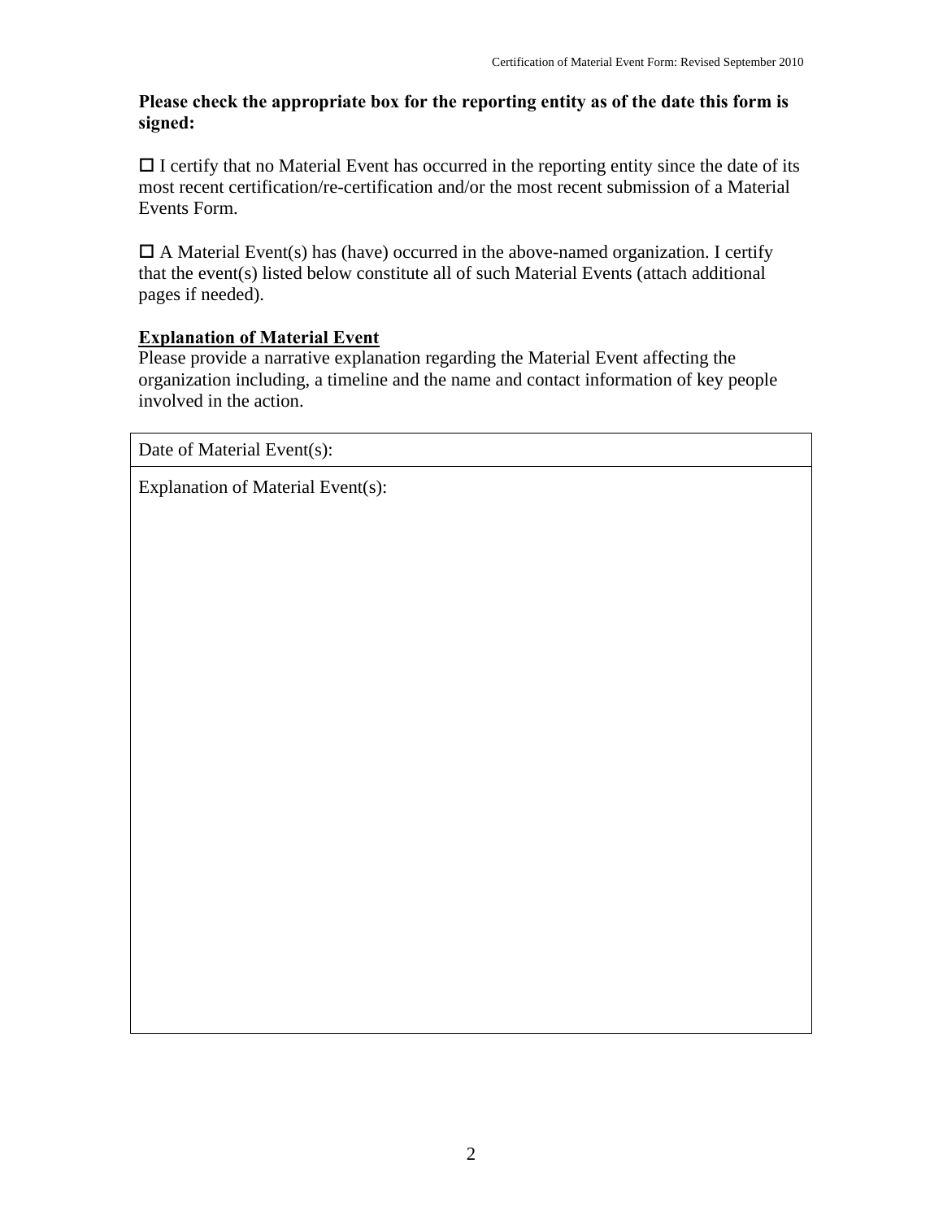**Please check the appropriate box for the reporting entity as of the date this form is signed:**

☐ I certify that no Material Event has occurred in the reporting entity since the date of its most recent certification/re-certification and/or the most recent submission of a Material Events Form.

☐ A Material Event(s) has (have) occurred in the above-named organization. I certify that the event(s) listed below constitute all of such Material Events (attach additional pages if needed).

**<u>Explanation of Material Event</u>**

Please provide a narrative explanation regarding the Material Event affecting the organization including, a timeline and the name and contact information of key people involved in the action.

| Date of Material Event(s): |
|---|
| Explanation of Material Event(s): |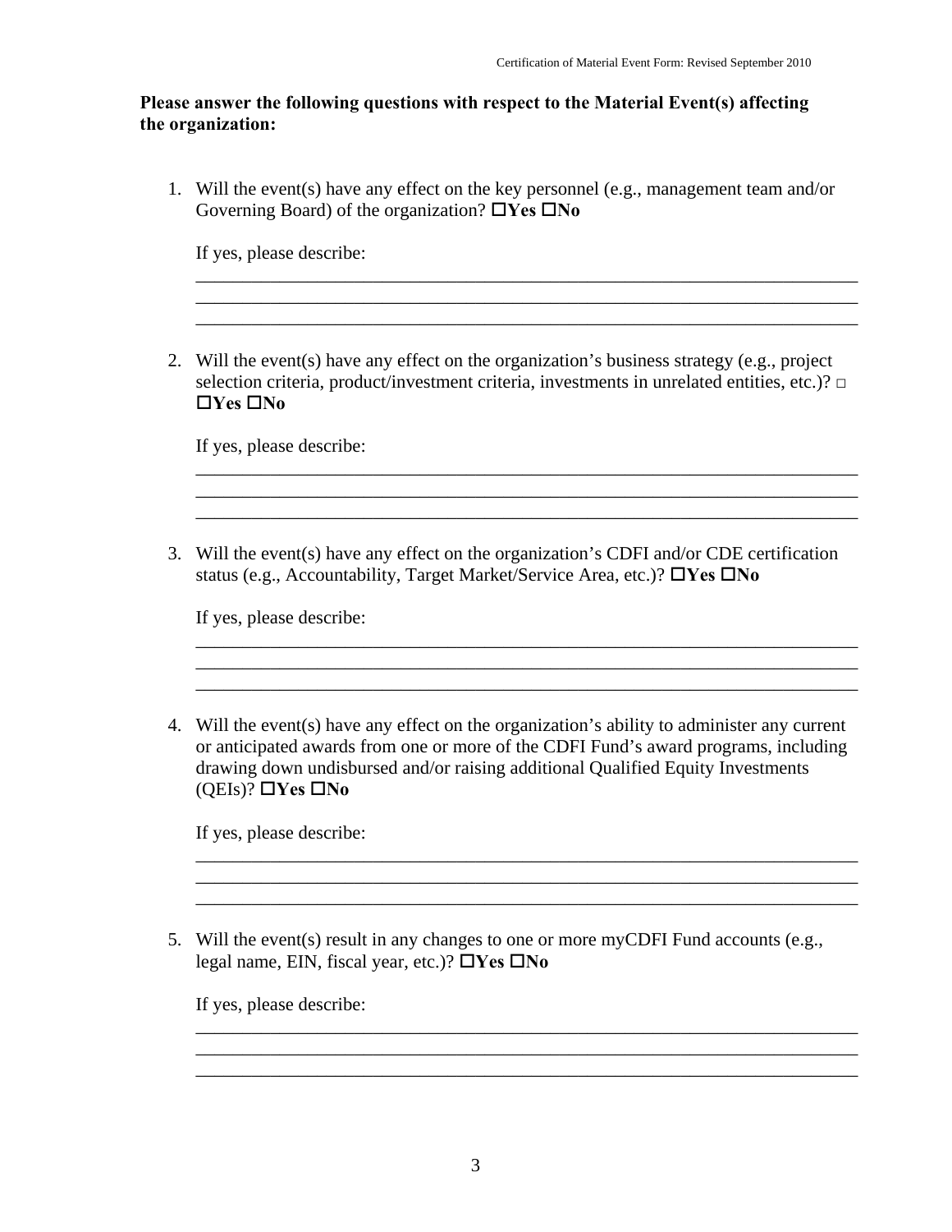**Please answer the following questions with respect to the Material Event(s) affecting the organization:**

1. Will the event(s) have any effect on the key personnel (e.g., management team and/or Governing Board) of the organization? ☐**Yes** ☐**No**

   If yes, please describe:

   \_\_\_\_\_\_\_\_\_\_\_\_\_\_\_\_\_\_\_\_\_\_\_\_\_\_\_\_\_\_\_\_\_\_\_\_\_\_\_\_\_\_\_\_\_\_\_\_\_\_\_\_\_\_\_\_\_\_\_\_\_\_\_\_\_\_\_\_
   \_\_\_\_\_\_\_\_\_\_\_\_\_\_\_\_\_\_\_\_\_\_\_\_\_\_\_\_\_\_\_\_\_\_\_\_\_\_\_\_\_\_\_\_\_\_\_\_\_\_\_\_\_\_\_\_\_\_\_\_\_\_\_\_\_\_\_\_
   \_\_\_\_\_\_\_\_\_\_\_\_\_\_\_\_\_\_\_\_\_\_\_\_\_\_\_\_\_\_\_\_\_\_\_\_\_\_\_\_\_\_\_\_\_\_\_\_\_\_\_\_\_\_\_\_\_\_\_\_\_\_\_\_\_\_\_\_

2. Will the event(s) have any effect on the organization's business strategy (e.g., project selection criteria, product/investment criteria, investments in unrelated entities, etc.)? ☐ ☐**Yes** ☐**No**

   If yes, please describe:

   \_\_\_\_\_\_\_\_\_\_\_\_\_\_\_\_\_\_\_\_\_\_\_\_\_\_\_\_\_\_\_\_\_\_\_\_\_\_\_\_\_\_\_\_\_\_\_\_\_\_\_\_\_\_\_\_\_\_\_\_\_\_\_\_\_\_\_\_
   \_\_\_\_\_\_\_\_\_\_\_\_\_\_\_\_\_\_\_\_\_\_\_\_\_\_\_\_\_\_\_\_\_\_\_\_\_\_\_\_\_\_\_\_\_\_\_\_\_\_\_\_\_\_\_\_\_\_\_\_\_\_\_\_\_\_\_\_
   \_\_\_\_\_\_\_\_\_\_\_\_\_\_\_\_\_\_\_\_\_\_\_\_\_\_\_\_\_\_\_\_\_\_\_\_\_\_\_\_\_\_\_\_\_\_\_\_\_\_\_\_\_\_\_\_\_\_\_\_\_\_\_\_\_\_\_\_

3. Will the event(s) have any effect on the organization's CDFI and/or CDE certification status (e.g., Accountability, Target Market/Service Area, etc.)? ☐**Yes** ☐**No**

   If yes, please describe:

   \_\_\_\_\_\_\_\_\_\_\_\_\_\_\_\_\_\_\_\_\_\_\_\_\_\_\_\_\_\_\_\_\_\_\_\_\_\_\_\_\_\_\_\_\_\_\_\_\_\_\_\_\_\_\_\_\_\_\_\_\_\_\_\_\_\_\_\_
   \_\_\_\_\_\_\_\_\_\_\_\_\_\_\_\_\_\_\_\_\_\_\_\_\_\_\_\_\_\_\_\_\_\_\_\_\_\_\_\_\_\_\_\_\_\_\_\_\_\_\_\_\_\_\_\_\_\_\_\_\_\_\_\_\_\_\_\_
   \_\_\_\_\_\_\_\_\_\_\_\_\_\_\_\_\_\_\_\_\_\_\_\_\_\_\_\_\_\_\_\_\_\_\_\_\_\_\_\_\_\_\_\_\_\_\_\_\_\_\_\_\_\_\_\_\_\_\_\_\_\_\_\_\_\_\_\_

4. Will the event(s) have any effect on the organization's ability to administer any current or anticipated awards from one or more of the CDFI Fund's award programs, including drawing down undisbursed and/or raising additional Qualified Equity Investments (QEIs)? ☐**Yes** ☐**No**

   If yes, please describe:

   \_\_\_\_\_\_\_\_\_\_\_\_\_\_\_\_\_\_\_\_\_\_\_\_\_\_\_\_\_\_\_\_\_\_\_\_\_\_\_\_\_\_\_\_\_\_\_\_\_\_\_\_\_\_\_\_\_\_\_\_\_\_\_\_\_\_\_\_
   \_\_\_\_\_\_\_\_\_\_\_\_\_\_\_\_\_\_\_\_\_\_\_\_\_\_\_\_\_\_\_\_\_\_\_\_\_\_\_\_\_\_\_\_\_\_\_\_\_\_\_\_\_\_\_\_\_\_\_\_\_\_\_\_\_\_\_\_
   \_\_\_\_\_\_\_\_\_\_\_\_\_\_\_\_\_\_\_\_\_\_\_\_\_\_\_\_\_\_\_\_\_\_\_\_\_\_\_\_\_\_\_\_\_\_\_\_\_\_\_\_\_\_\_\_\_\_\_\_\_\_\_\_\_\_\_\_

5. Will the event(s) result in any changes to one or more myCDFI Fund accounts (e.g., legal name, EIN, fiscal year, etc.)? ☐**Yes** ☐**No**

   If yes, please describe:

   \_\_\_\_\_\_\_\_\_\_\_\_\_\_\_\_\_\_\_\_\_\_\_\_\_\_\_\_\_\_\_\_\_\_\_\_\_\_\_\_\_\_\_\_\_\_\_\_\_\_\_\_\_\_\_\_\_\_\_\_\_\_\_\_\_\_\_\_
   \_\_\_\_\_\_\_\_\_\_\_\_\_\_\_\_\_\_\_\_\_\_\_\_\_\_\_\_\_\_\_\_\_\_\_\_\_\_\_\_\_\_\_\_\_\_\_\_\_\_\_\_\_\_\_\_\_\_\_\_\_\_\_\_\_\_\_\_
   \_\_\_\_\_\_\_\_\_\_\_\_\_\_\_\_\_\_\_\_\_\_\_\_\_\_\_\_\_\_\_\_\_\_\_\_\_\_\_\_\_\_\_\_\_\_\_\_\_\_\_\_\_\_\_\_\_\_\_\_\_\_\_\_\_\_\_\_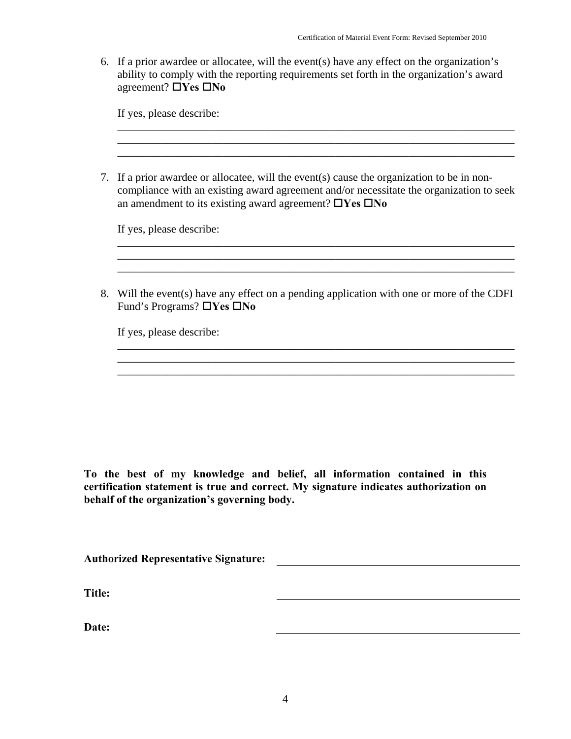6. If a prior awardee or allocatee, will the event(s) have any effect on the organization's ability to comply with the reporting requirements set forth in the organization's award agreement? ☐**Yes** ☐**No**

   If yes, please describe:

   ___________________________________________________________________________
   ___________________________________________________________________________
   ___________________________________________________________________________

7. If a prior awardee or allocatee, will the event(s) cause the organization to be in non-compliance with an existing award agreement and/or necessitate the organization to seek an amendment to its existing award agreement? ☐**Yes** ☐**No**

   If yes, please describe:

   ___________________________________________________________________________
   ___________________________________________________________________________
   ___________________________________________________________________________

8. Will the event(s) have any effect on a pending application with one or more of the CDFI Fund's Programs? ☐**Yes** ☐**No**

   If yes, please describe:

   ___________________________________________________________________________
   ___________________________________________________________________________
   ___________________________________________________________________________

**To the best of my knowledge and belief, all information contained in this certification statement is true and correct. My signature indicates authorization on behalf of the organization's governing body.**

**Authorized Representative Signature:** ______________________________

**Title:** ______________________________

**Date:** ______________________________